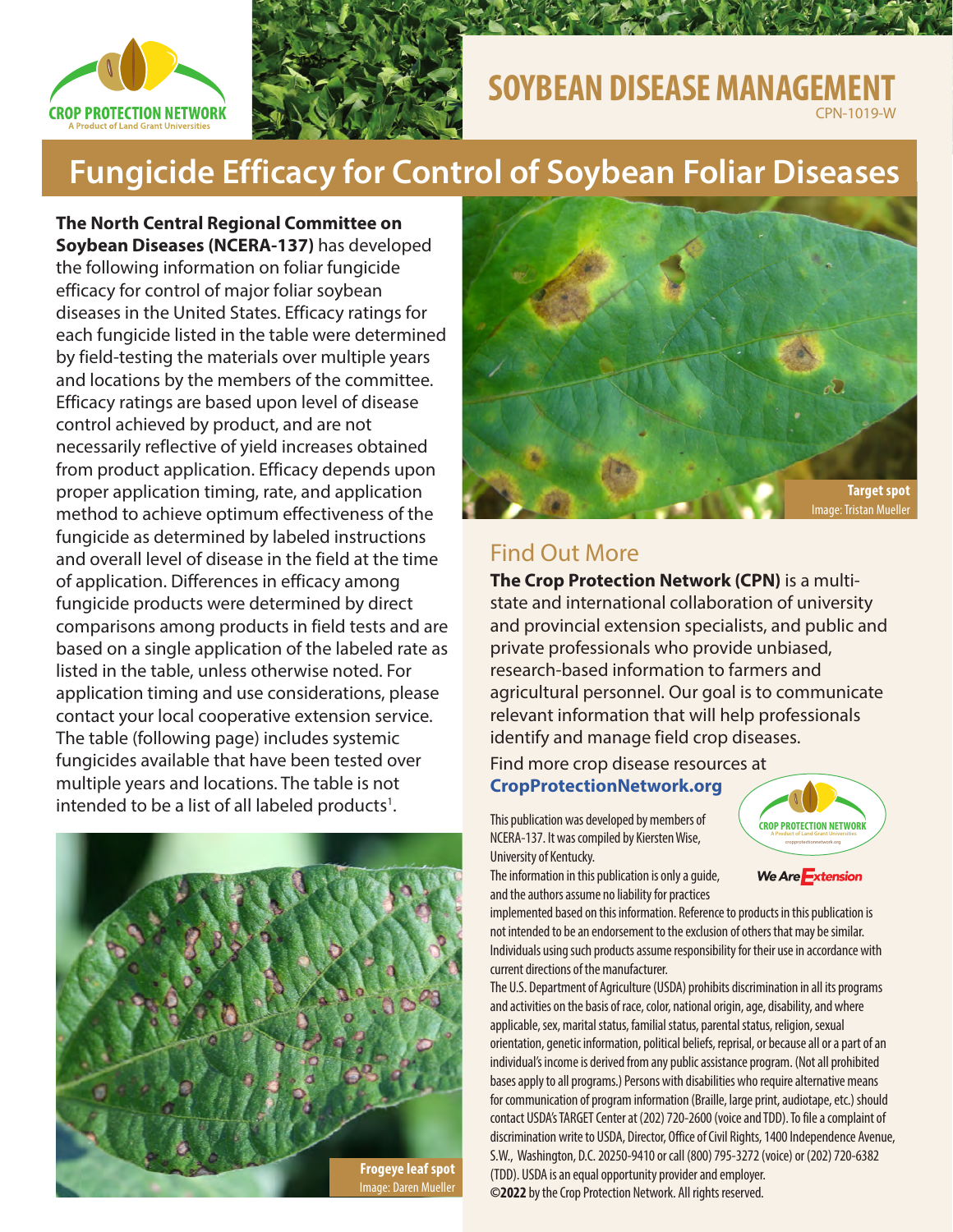CROP PROTECTION NETWORK
A Product of Land Grant Universities

SOYBEAN DISEASE MANAGEMENT
CPN-1019-W

# Fungicide Efficacy for Control of Soybean Foliar Diseases

**The North Central Regional Committee on Soybean Diseases (NCERA-137)** has developed the following information on foliar fungicide efficacy for control of major foliar soybean diseases in the United States. Efficacy ratings for each fungicide listed in the table were determined by field-testing the materials over multiple years and locations by the members of the committee. Efficacy ratings are based upon level of disease control achieved by product, and are not necessarily reflective of yield increases obtained from product application. Efficacy depends upon proper application timing, rate, and application method to achieve optimum effectiveness of the fungicide as determined by labeled instructions and overall level of disease in the field at the time of application. Differences in efficacy among fungicide products were determined by direct comparisons among products in field tests and are based on a single application of the labeled rate as listed in the table, unless otherwise noted. For application timing and use considerations, please contact your local cooperative extension service. The table (following page) includes systemic fungicides available that have been tested over multiple years and locations. The table is not intended to be a list of all labeled products[1].

**Frogeye leaf spot**
Image: Daren Mueller

**Target spot**
Image: Tristan Mueller

## Find Out More

**The Crop Protection Network (CPN)** is a multi-state and international collaboration of university and provincial extension specialists, and public and private professionals who provide unbiased, research-based information to farmers and agricultural personnel. Our goal is to communicate relevant information that will help professionals identify and manage field crop diseases.

Find more crop disease resources at
**CropProtectionNetwork.org**

This publication was developed by members of NCERA-137. It was compiled by Kiersten Wise, University of Kentucky.

The information in this publication is only a guide, and the authors assume no liability for practices implemented based on this information. Reference to products in this publication is not intended to be an endorsement to the exclusion of others that may be similar. Individuals using such products assume responsibility for their use in accordance with current directions of the manufacturer.

The U.S. Department of Agriculture (USDA) prohibits discrimination in all its programs and activities on the basis of race, color, national origin, age, disability, and where applicable, sex, marital status, familial status, parental status, religion, sexual orientation, genetic information, political beliefs, reprisal, or because all or a part of an individual's income is derived from any public assistance program. (Not all prohibited bases apply to all programs.) Persons with disabilities who require alternative means for communication of program information (Braille, large print, audiotape, etc.) should contact USDA's TARGET Center at (202) 720-2600 (voice and TDD). To file a complaint of discrimination write to USDA, Director, Office of Civil Rights, 1400 Independence Avenue, S.W., Washington, D.C. 20250-9410 or call (800) 795-3272 (voice) or (202) 720-6382 (TDD). USDA is an equal opportunity provider and employer.

**©2022** by the Crop Protection Network. All rights reserved.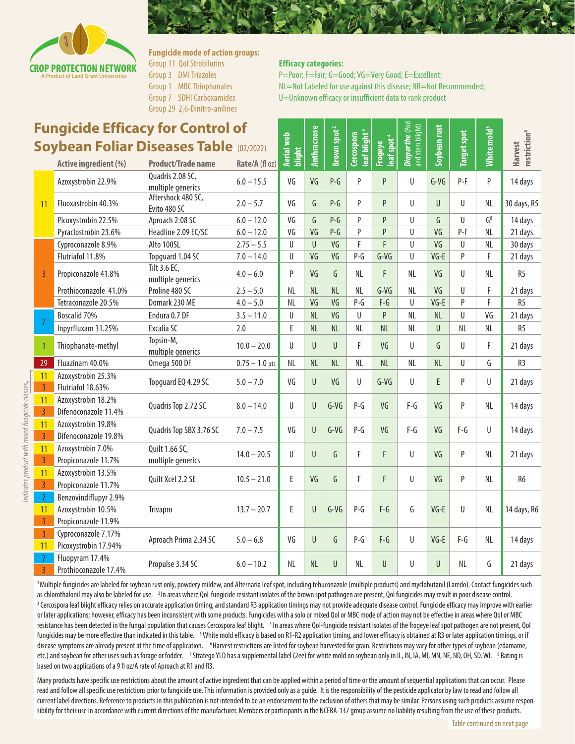CROP PROTECTION NETWORK
A Product of Land Grant Universities

**Fungicide mode of action groups:**
Group 11 QoI Strobilurins
Group 3 DMI Triazoles
Group 1 MBC Thiophanates
Group 7 SDHI Carboxamides
Group 29 2,6-Dinitro-anilines

**Efficacy categories:**
P=Poor; F=Fair; G=Good; VG=Very Good; E=Excellent;
NL=Not Labeled for use against this disease; NR=Not Recommended;
U=Unknown efficacy or insufficient data to rank product

# Fungicide Efficacy for Control of Soybean Foliar Diseases Table (02/2022)

| Group | Active ingredient (%) | Product/Trade name | Rate/A (fl oz) | Aerial web blight | Anthracnose | Brown spot[2] | Cercospora leaf blight[3] | Frogeye leaf spot[4] | *Diaporthe* (Pod and stem blight) | Soybean rust | Target spot | White mold[5] | Harvest restriction[6] |
|---|---|---|---|---|---|---|---|---|---|---|---|---|---|
| 11 | Azoxystrobin 22.9% | Quadris 2.08 SC, multiple generics | 6.0 – 15.5 | VG | VG | P-G | P | P | U | G-VG | P-F | P | 14 days |
| 11 | Fluoxastrobin 40.3% | Aftershock 480 SC, Evito 480 SC | 2.0 – 5.7 | VG | G | P-G | P | P | U | U | U | NL | 30 days, R5 |
| 11 | Picoxystrobin 22.5% | Aproach 2.08 SC | 6.0 – 12.0 | VG | G | P-G | P | P | U | G | U | G[8] | 14 days |
| 11 | Pyraclostrobin 23.6% | Headline 2.09 EC/SC | 6.0 – 12.0 | VG | VG | P-G | P | P | U | VG | P-F | NL | 21 days |
| 3 | Cyproconazole 8.9% | Alto 100SL | 2.75 – 5.5 | U | U | VG | F | F | U | VG | U | NL | 30 days |
| 3 | Flutriafol 11.8% | Topguard 1.04 SC | 7.0 – 14.0 | U | VG | VG | P-G | G-VG | U | VG-E | P | F | 21 days |
| 3 | Propiconazole 41.8% | Tilt 3.6 EC, multiple generics | 4.0 – 6.0 | P | VG | G | NL | F | NL | VG | U | NL | R5 |
| 3 | Prothioconazole 41.0% | Proline 480 SC | 2.5 – 5.0 | NL | NL | NL | NL | G-VG | NL | VG | U | F | 21 days |
| 3 | Tetraconazole 20.5% | Domark 230 ME | 4.0 – 5.0 | NL | VG | VG | P-G | F-G | U | VG-E | P | F | R5 |
| 7 | Boscalid 70% | Endura 0.7 DF | 3.5 – 11.0 | U | NL | VG | U | P | NL | NL | U | VG | 21 days |
| 7 | Inpyrfluxam 31.25% | Excalia SC | 2.0 | E | NL | NL | NL | NL | NL | U | NL | NL | R5 |
| 1 | Thiophanate-methyl | Topsin-M, multiple generics | 10.0 – 20.0 | U | U | U | F | VG | U | G | U | F | 21 days |
| 29 | Fluazinam 40.0% | Omega 500 DF | 0.75 – 1.0 pts | NL | NL | NL | NL | NL | NL | NL | U | G | R3 |
| 11 / 3 | Azoxystrobin 25.3% / Flutriafol 18.63% | Topguard EQ 4.29 SC | 5.0 – 7.0 | VG | U | VG | U | G-VG | U | E | P | U | 21 days |
| 11 / 3 | Azoxystrobin 18.2% / Difenoconazole 11.4% | Quadris Top 2.72 SC | 8.0 – 14.0 | U | U | G-VG | P-G | VG | F-G | VG | P | NL | 14 days |
| 11 / 3 | Azoxystrobin 19.8% / Difenoconazole 19.8% | Quadris Top SBX 3.76 SC | 7.0 – 7.5 | VG | U | G-VG | P-G | VG | F-G | VG | F-G | U | 14 days |
| 11 / 3 | Azoxystrobin 7.0% / Propiconazole 11.7% | Quilt 1.66 SC, multiple generics | 14.0 – 20.5 | U | U | G | F | F | U | VG | P | NL | 21 days |
| 11 / 3 | Azoxystrobin 13.5% / Propiconazole 11.7% | Quilt Xcel 2.2 SE | 10.5 – 21.0 | E | VG | G | F | F | U | VG | P | NL | R6 |
| 7 / 11 / 3 | Benzovindiflupyr 2.9% / Azoxystrobin 10.5% / Propiconazole 11.9% | Trivapro | 13.7 – 20.7 | E | U | G-VG | P-G | F-G | G | VG-E | U | NL | 14 days, R6 |
| 3 / 11 | Cyproconazole 7.17% / Picoxystrobin 17.94% | Aproach Prima 2.34 SC | 5.0 – 6.8 | VG | U | G | P-G | F-G | U | VG-E | F-G | NL | 14 days |
| 7 / 3 | Fluopyram 17.4% / Prothioconazole 17.4% | Propulse 3.34 SC | 6.0 – 10.2 | NL | NL | U | NL | U | U | U | NL | G | 21 days |

*Indicates product with mixed fungicide classes (rows with multiple groups).*

[1]Multiple fungicides are labeled for soybean rust only, powdery mildew, and Alternaria leaf spot, including tebuconazole (multiple products) and myclobutanil (Laredo). Contact fungicides such as chlorothalonil may also be labeled for use. [2]In areas where QoI-fungicide resistant isolates of the brown spot pathogen are present, QoI fungicides may result in poor disease control. [3] Cercospora leaf blight efficacy relies on accurate application timing, and standard R3 application timings may not provide adequate disease control. Fungicide efficacy may improve with earlier or later applications; however, efficacy has been inconsistent with some products. Fungicides with a solo or mixed QoI or MBC mode of action may not be effective in areas where QoI or MBC resistance has been detected in the fungal population that causes Cercospora leaf blight. [4] In areas where QoI-fungicide resistant isolates of the frogeye leaf spot pathogen are not present, QoI fungicides may be more effective than indicated in this table. [5] White mold efficacy is based on R1-R2 application timing, and lower efficacy is obtained at R3 or later application timings, or if disease symptoms are already present at the time of application. [6] Harvest restrictions are listed for soybean harvested for grain. Restrictions may vary for other types of soybean (edamame, etc.) and soybean for other uses such as forage or fodder. [7] Stratego YLD has a supplemental label (2ee) for white mold on soybean only in IL, IN, IA, MI, MN, NE, ND, OH, SD, WI. [8] Rating is based on two applications of a 9 fl oz/A rate of Aproach at R1 and R3.

Many products have specific use restrictions about the amount of active ingredient that can be applied within a period of time or the amount of sequential applications that can occur. Please read and follow all specific use restrictions prior to fungicide use. This information is provided only as a guide. It is the responsibility of the pesticide applicator by law to read and follow all current label directions. Reference to products in this publication is not intended to be an endorsement to the exclusion of others that may be similar. Persons using such products assume responsibility for their use in accordance with current directions of the manufacturer. Members or participants in the NCERA-137 group assume no liability resulting from the use of these products.

Table continued on next page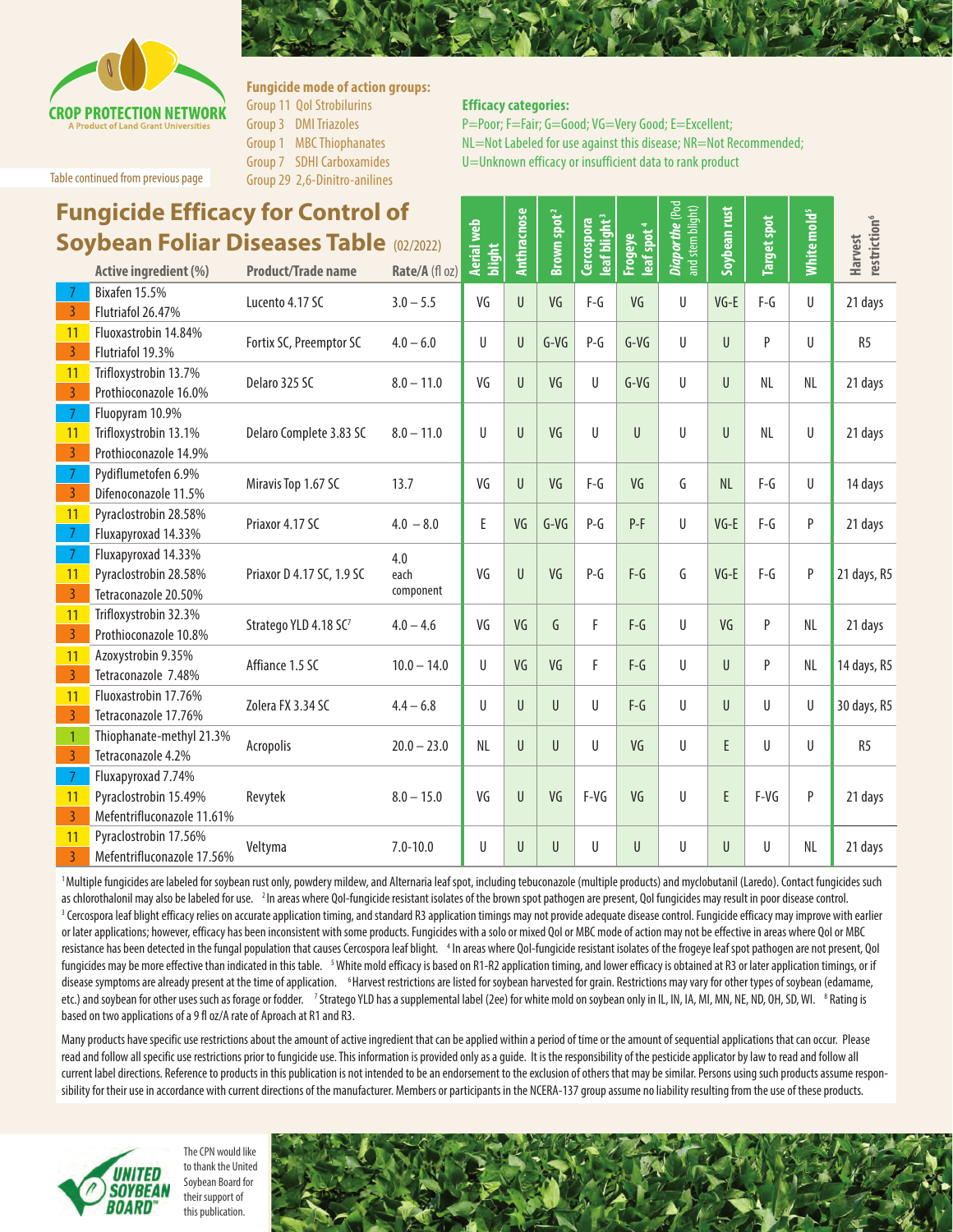CROP PROTECTION NETWORK
A Product of Land Grant Universities

Table continued from previous page

**Fungicide mode of action groups:**
Group 11 QoI Strobilurins
Group 3 DMI Triazoles
Group 1 MBC Thiophanates
Group 7 SDHI Carboxamides
Group 29 2,6-Dinitro-anilines

**Efficacy categories:**
P=Poor; F=Fair; G=Good; VG=Very Good; E=Excellent;
NL=Not Labeled for use against this disease; NR=Not Recommended;
U=Unknown efficacy or insufficient data to rank product

## Fungicide Efficacy for Control of Soybean Foliar Diseases Table (02/2022)

| Group | Active ingredient (%) | Product/Trade name | Rate/A (fl oz) | Aerial web blight | Anthracnose | Brown spot[2] | Cercospora leaf blight[3] | Frogeye leaf spot[4] | *Diaporthe* (Pod and stem blight) | Soybean rust | Target spot | White mold[5] | Harvest restriction[6] |
|---|---|---|---|---|---|---|---|---|---|---|---|---|---|
| 7<br>3 | Bixafen 15.5%<br>Flutriafol 26.47% | Lucento 4.17 SC | 3.0 – 5.5 | VG | U | VG | F-G | VG | U | VG-E | F-G | U | 21 days |
| 11<br>3 | Fluoxastrobin 14.84%<br>Flutriafol 19.3% | Fortix SC, Preemptor SC | 4.0 – 6.0 | U | U | G-VG | P-G | G-VG | U | U | P | U | R5 |
| 11<br>3 | Trifloxystrobin 13.7%<br>Prothioconazole 16.0% | Delaro 325 SC | 8.0 – 11.0 | VG | U | VG | U | G-VG | U | U | NL | NL | 21 days |
| 7<br>11<br>3 | Fluopyram 10.9%<br>Trifloxystrobin 13.1%<br>Prothioconazole 14.9% | Delaro Complete 3.83 SC | 8.0 – 11.0 | U | U | VG | U | U | U | U | NL | U | 21 days |
| 7<br>3 | Pydiflumetofen 6.9%<br>Difenoconazole 11.5% | Miravis Top 1.67 SC | 13.7 | VG | U | VG | F-G | VG | G | NL | F-G | U | 14 days |
| 11<br>7 | Pyraclostrobin 28.58%<br>Fluxapyroxad 14.33% | Priaxor 4.17 SC | 4.0 – 8.0 | E | VG | G-VG | P-G | P-F | U | VG-E | F-G | P | 21 days |
| 7<br>11<br>3 | Fluxapyroxad 14.33%<br>Pyraclostrobin 28.58%<br>Tetraconazole 20.50% | Priaxor D 4.17 SC, 1.9 SC | 4.0 each component | VG | U | VG | P-G | F-G | G | VG-E | F-G | P | 21 days, R5 |
| 11<br>3 | Trifloxystrobin 32.3%<br>Prothioconazole 10.8% | Stratego YLD 4.18 SC[7] | 4.0 – 4.6 | VG | VG | G | F | F-G | U | VG | P | NL | 21 days |
| 11<br>3 | Azoxystrobin 9.35%<br>Tetraconazole 7.48% | Affiance 1.5 SC | 10.0 – 14.0 | U | VG | VG | F | F-G | U | U | P | NL | 14 days, R5 |
| 11<br>3 | Fluoxastrobin 17.76%<br>Tetraconazole 17.76% | Zolera FX 3.34 SC | 4.4 – 6.8 | U | U | U | U | F-G | U | U | U | U | 30 days, R5 |
| 1<br>3 | Thiophanate-methyl 21.3%<br>Tetraconazole 4.2% | Acropolis | 20.0 – 23.0 | NL | U | U | U | VG | U | E | U | U | R5 |
| 7<br>11<br>3 | Fluxapyroxad 7.74%<br>Pyraclostrobin 15.49%<br>Mefentrifluconazole 11.61% | Revytek | 8.0 – 15.0 | VG | U | VG | F-VG | VG | U | E | F-VG | P | 21 days |
| 11<br>3 | Pyraclostrobin 17.56%<br>Mefentrifluconazole 17.56% | Veltyma | 7.0-10.0 | U | U | U | U | U | U | U | U | NL | 21 days |

[1]Multiple fungicides are labeled for soybean rust only, powdery mildew, and Alternaria leaf spot, including tebuconazole (multiple products) and myclobutanil (Laredo). Contact fungicides such as chlorothalonil may also be labeled for use. [2]In areas where QoI-fungicide resistant isolates of the brown spot pathogen are present, QoI fungicides may result in poor disease control. [3]Cercospora leaf blight efficacy relies on accurate application timing, and standard R3 application timings may not provide adequate disease control. Fungicide efficacy may improve with earlier or later applications; however, efficacy has been inconsistent with some products. Fungicides with a solo or mixed QoI or MBC mode of action may not be effective in areas where QoI or MBC resistance has been detected in the fungal population that causes Cercospora leaf blight. [4]In areas where QoI-fungicide resistant isolates of the frogeye leaf spot pathogen are not present, QoI fungicides may be more effective than indicated in this table. [5]White mold efficacy is based on R1-R2 application timing, and lower efficacy is obtained at R3 or later application timings, or if disease symptoms are already present at the time of application. [6]Harvest restrictions are listed for soybean harvested for grain. Restrictions may vary for other types of soybean (edamame, etc.) and soybean for other uses such as forage or fodder. [7]Stratego YLD has a supplemental label (2ee) for white mold on soybean only in IL, IN, IA, MI, MN, NE, ND, OH, SD, WI. [8]Rating is based on two applications of a 9 fl oz/A rate of Aproach at R1 and R3.

Many products have specific use restrictions about the amount of active ingredient that can be applied within a period of time or the amount of sequential applications that can occur. Please read and follow all specific use restrictions prior to fungicide use. This information is provided only as a guide. It is the responsibility of the pesticide applicator by law to read and follow all current label directions. Reference to products in this publication is not intended to be an endorsement to the exclusion of others that may be similar. Persons using such products assume responsibility for their use in accordance with current directions of the manufacturer. Members or participants in the NCERA-137 group assume no liability resulting from the use of these products.

UNITED SOYBEAN BOARD

The CPN would like to thank the United Soybean Board for their support of this publication.